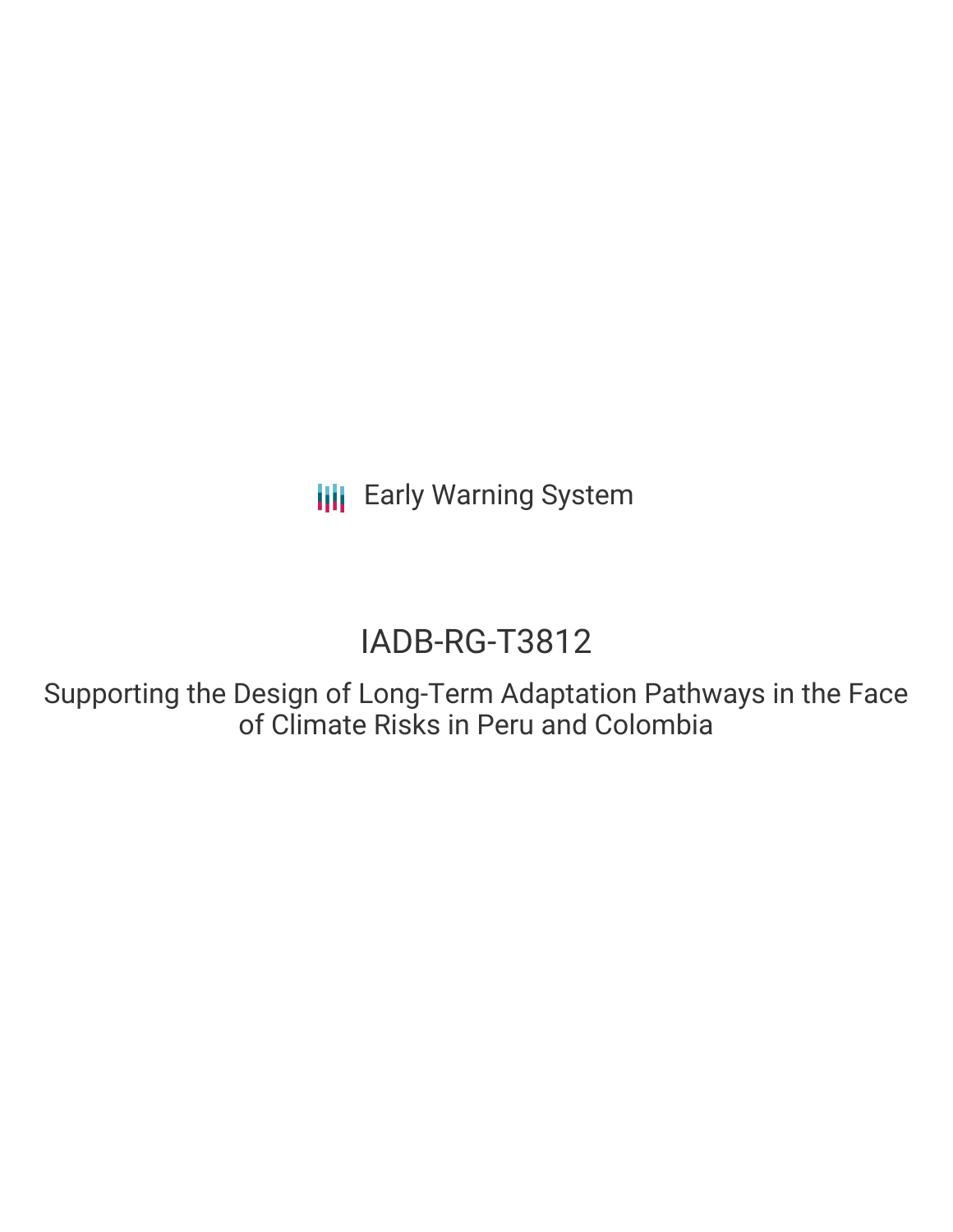Early Warning System

# IADB-RG-T3812

## Supporting the Design of Long-Term Adaptation Pathways in the Face of Climate Risks in Peru and Colombia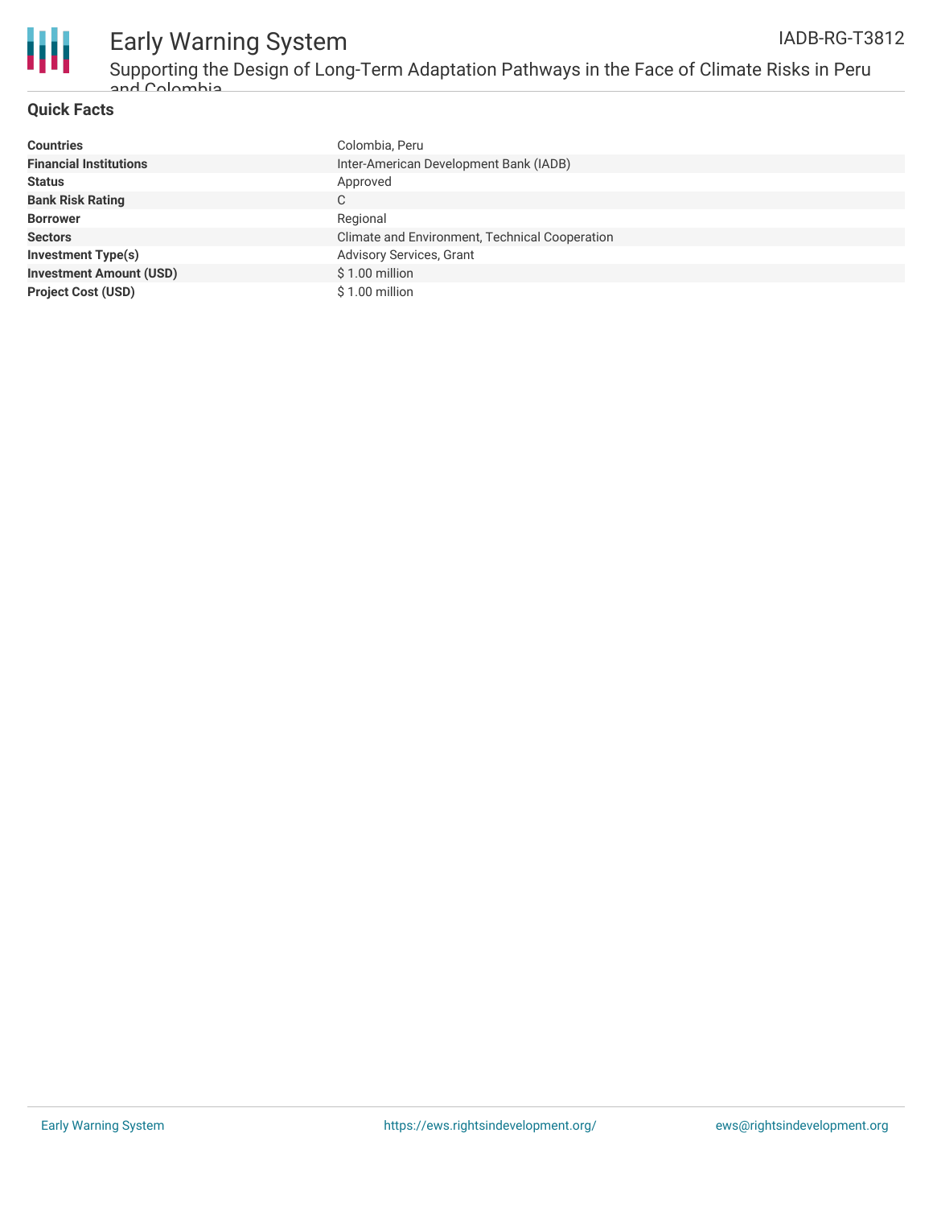## Quick Facts

| | |
|---|---|
| **Countries** | Colombia, Peru |
| **Financial Institutions** | Inter-American Development Bank (IADB) |
| **Status** | Approved |
| **Bank Risk Rating** | C |
| **Borrower** | Regional |
| **Sectors** | Climate and Environment, Technical Cooperation |
| **Investment Type(s)** | Advisory Services, Grant |
| **Investment Amount (USD)** | $ 1.00 million |
| **Project Cost (USD)** | $ 1.00 million |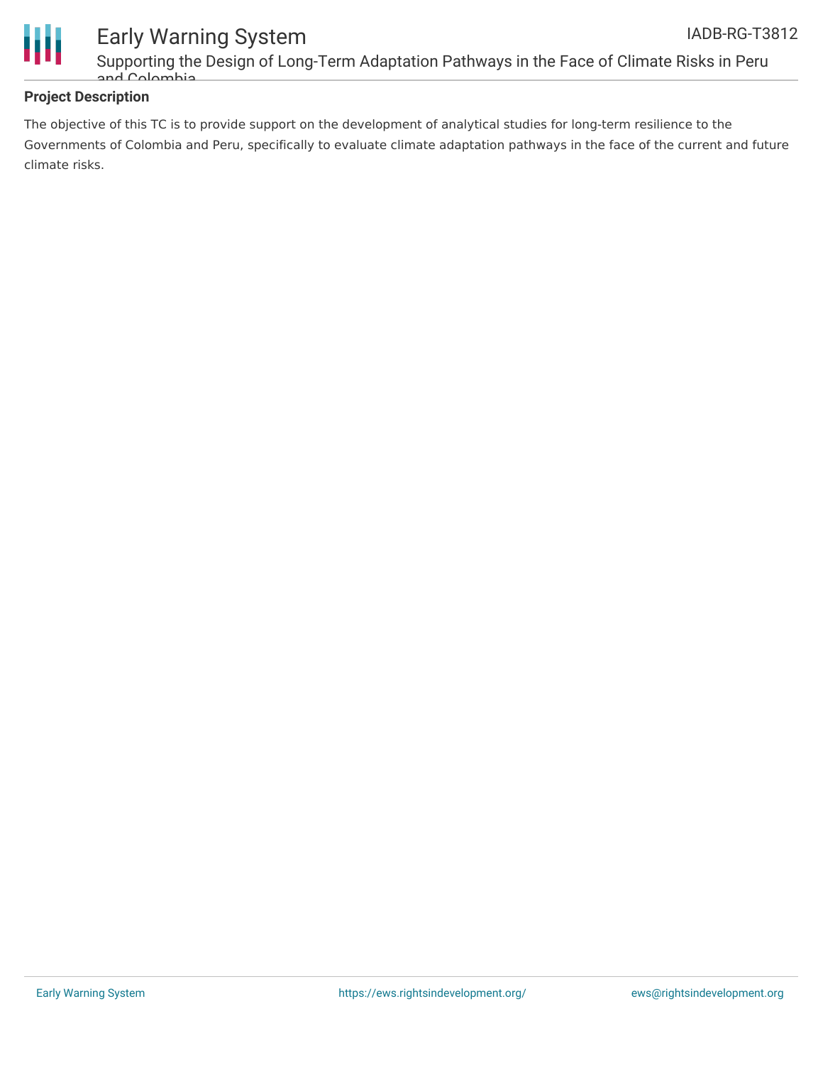**Project Description**

The objective of this TC is to provide support on the development of analytical studies for long-term resilience to the Governments of Colombia and Peru, specifically to evaluate climate adaptation pathways in the face of the current and future climate risks.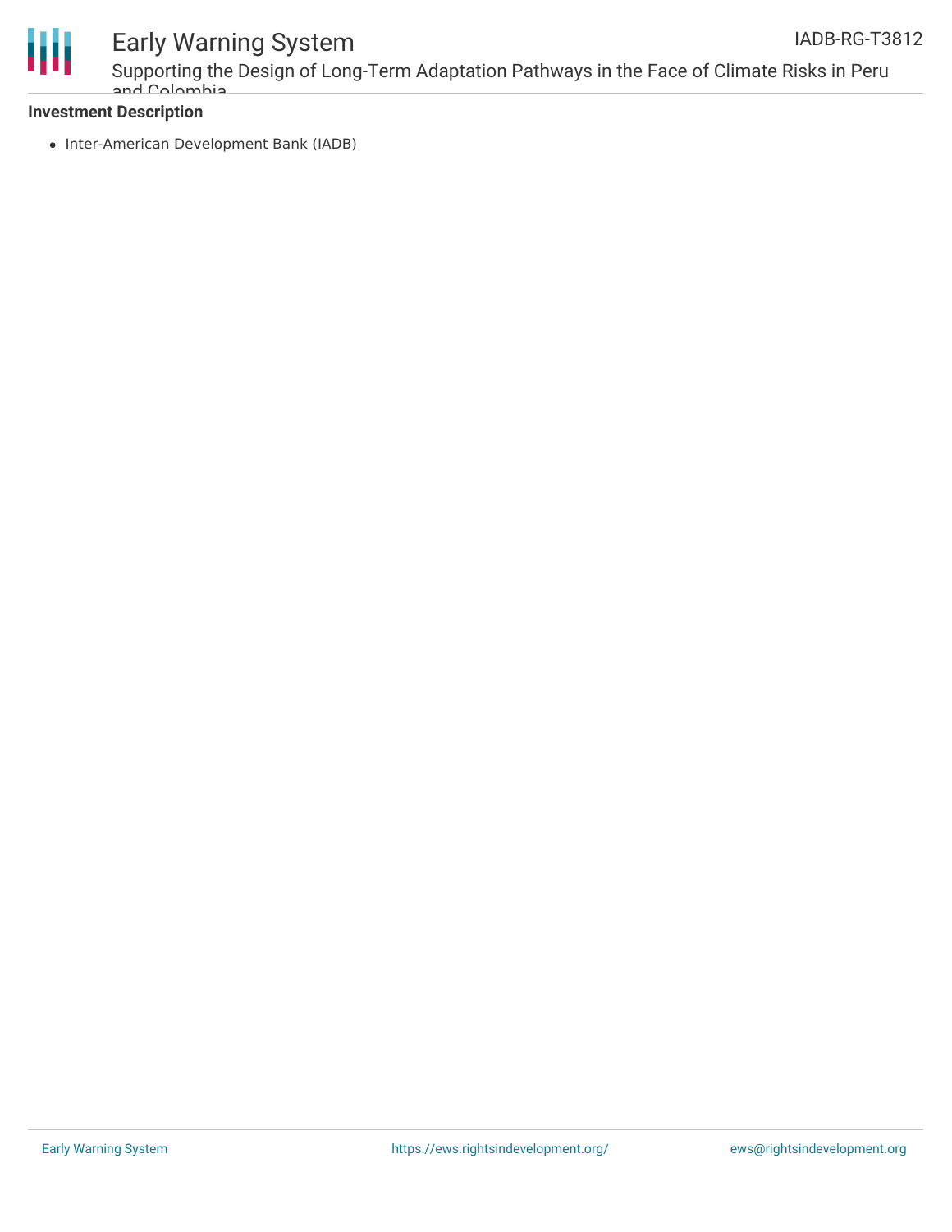**Investment Description**

- Inter-American Development Bank (IADB)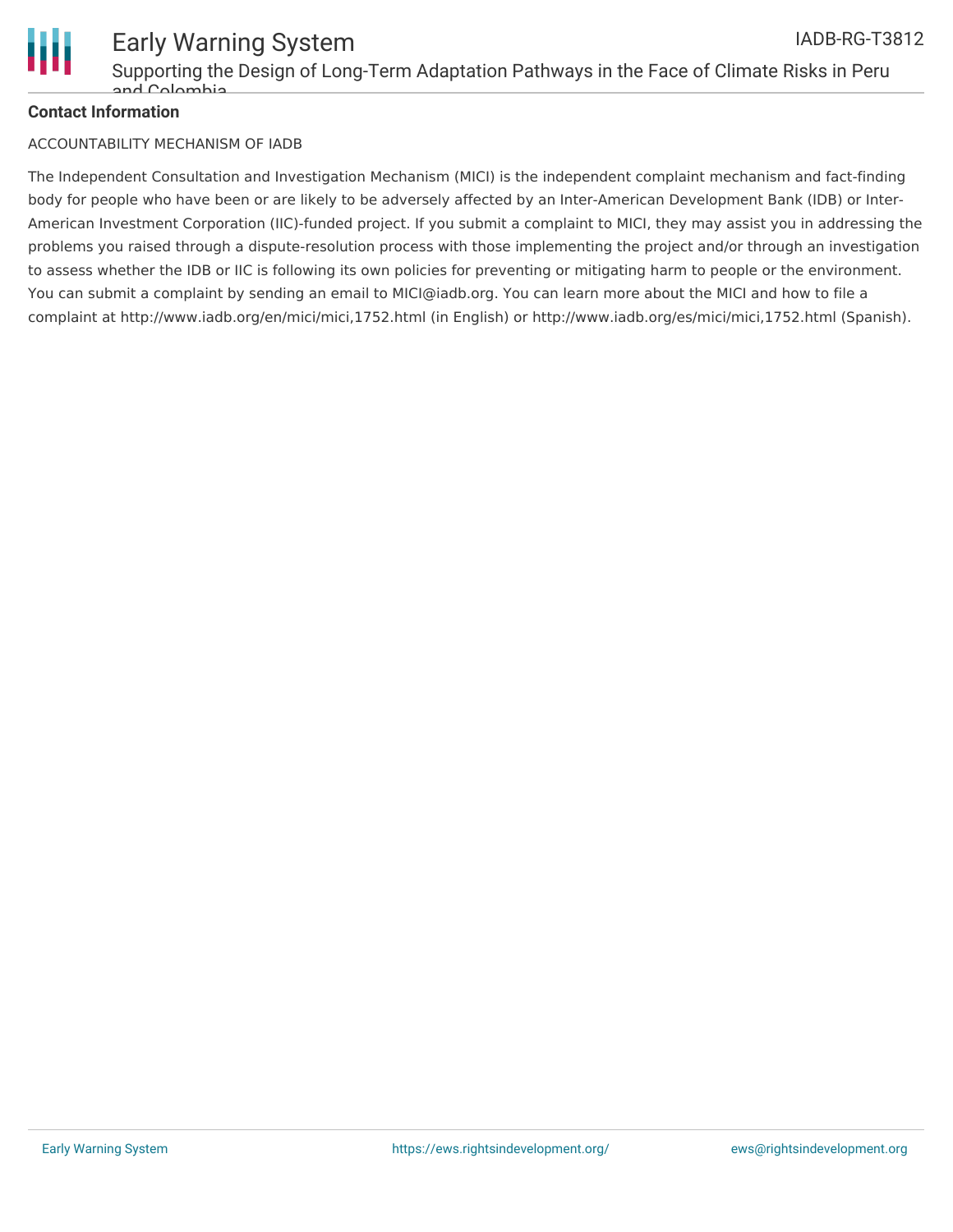**Contact Information**

ACCOUNTABILITY MECHANISM OF IADB

The Independent Consultation and Investigation Mechanism (MICI) is the independent complaint mechanism and fact-finding body for people who have been or are likely to be adversely affected by an Inter-American Development Bank (IDB) or Inter-American Investment Corporation (IIC)-funded project. If you submit a complaint to MICI, they may assist you in addressing the problems you raised through a dispute-resolution process with those implementing the project and/or through an investigation to assess whether the IDB or IIC is following its own policies for preventing or mitigating harm to people or the environment. You can submit a complaint by sending an email to MICI@iadb.org. You can learn more about the MICI and how to file a complaint at http://www.iadb.org/en/mici/mici,1752.html (in English) or http://www.iadb.org/es/mici/mici,1752.html (Spanish).